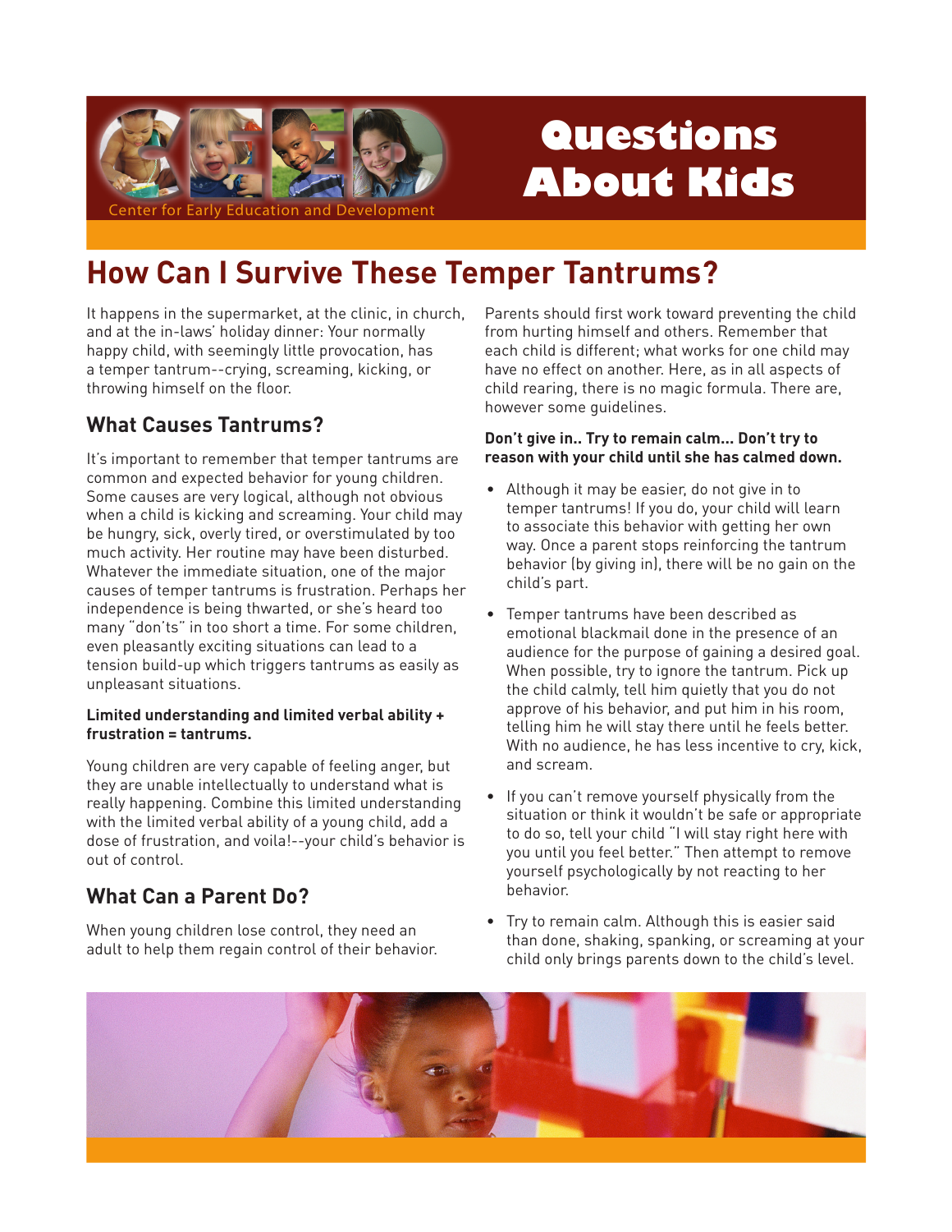Center for Early Education and Development

# Questions About Kids

## How Can I Survive These Temper Tantrums?

It happens in the supermarket, at the clinic, in church, and at the in-laws' holiday dinner: Your normally happy child, with seemingly little provocation, has a temper tantrum--crying, screaming, kicking, or throwing himself on the floor.

### What Causes Tantrums?

It's important to remember that temper tantrums are common and expected behavior for young children. Some causes are very logical, although not obvious when a child is kicking and screaming. Your child may be hungry, sick, overly tired, or overstimulated by too much activity. Her routine may have been disturbed. Whatever the immediate situation, one of the major causes of temper tantrums is frustration. Perhaps her independence is being thwarted, or she's heard too many "don'ts" in too short a time. For some children, even pleasantly exciting situations can lead to a tension build-up which triggers tantrums as easily as unpleasant situations.

**Limited understanding and limited verbal ability + frustration = tantrums.**

Young children are very capable of feeling anger, but they are unable intellectually to understand what is really happening. Combine this limited understanding with the limited verbal ability of a young child, add a dose of frustration, and voila!--your child's behavior is out of control.

### What Can a Parent Do?

When young children lose control, they need an adult to help them regain control of their behavior.

Parents should first work toward preventing the child from hurting himself and others. Remember that each child is different; what works for one child may have no effect on another. Here, as in all aspects of child rearing, there is no magic formula. There are, however some guidelines.

**Don't give in.. Try to remain calm... Don't try to reason with your child until she has calmed down.**

- Although it may be easier, do not give in to temper tantrums! If you do, your child will learn to associate this behavior with getting her own way. Once a parent stops reinforcing the tantrum behavior (by giving in), there will be no gain on the child's part.
- Temper tantrums have been described as emotional blackmail done in the presence of an audience for the purpose of gaining a desired goal. When possible, try to ignore the tantrum. Pick up the child calmly, tell him quietly that you do not approve of his behavior, and put him in his room, telling him he will stay there until he feels better. With no audience, he has less incentive to cry, kick, and scream.
- If you can't remove yourself physically from the situation or think it wouldn't be safe or appropriate to do so, tell your child "I will stay right here with you until you feel better." Then attempt to remove yourself psychologically by not reacting to her behavior.
- Try to remain calm. Although this is easier said than done, shaking, spanking, or screaming at your child only brings parents down to the child's level.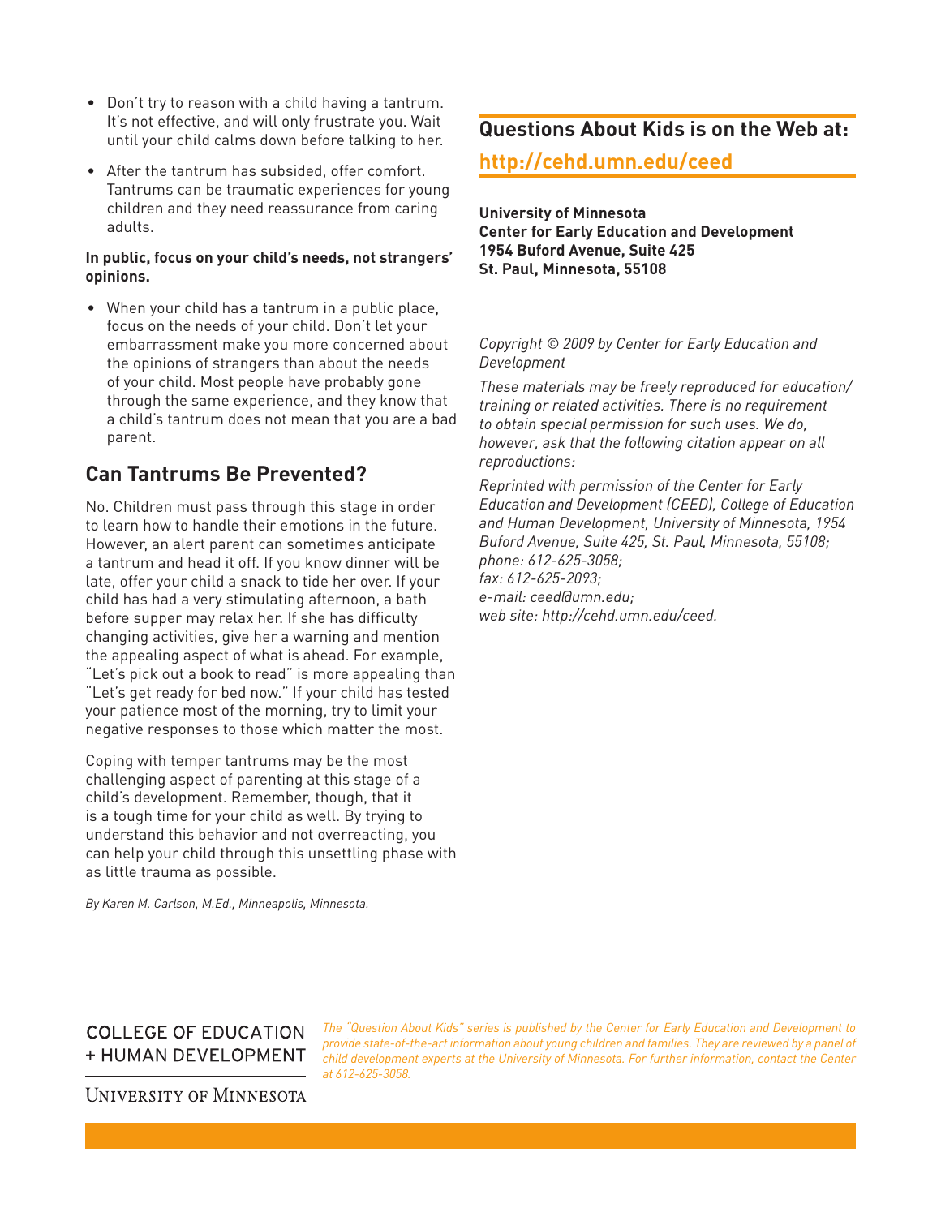- Don't try to reason with a child having a tantrum. It's not effective, and will only frustrate you. Wait until your child calms down before talking to her.
- After the tantrum has subsided, offer comfort. Tantrums can be traumatic experiences for young children and they need reassurance from caring adults.

**In public, focus on your child's needs, not strangers' opinions.**

- When your child has a tantrum in a public place, focus on the needs of your child. Don't let your embarrassment make you more concerned about the opinions of strangers than about the needs of your child. Most people have probably gone through the same experience, and they know that a child's tantrum does not mean that you are a bad parent.

## Can Tantrums Be Prevented?

No. Children must pass through this stage in order to learn how to handle their emotions in the future. However, an alert parent can sometimes anticipate a tantrum and head it off. If you know dinner will be late, offer your child a snack to tide her over. If your child has had a very stimulating afternoon, a bath before supper may relax her. If she has difficulty changing activities, give her a warning and mention the appealing aspect of what is ahead. For example, "Let's pick out a book to read" is more appealing than "Let's get ready for bed now." If your child has tested your patience most of the morning, try to limit your negative responses to those which matter the most.

Coping with temper tantrums may be the most challenging aspect of parenting at this stage of a child's development. Remember, though, that it is a tough time for your child as well. By trying to understand this behavior and not overreacting, you can help your child through this unsettling phase with as little trauma as possible.

*By Karen M. Carlson, M.Ed., Minneapolis, Minnesota.*

## Questions About Kids is on the Web at:

## http://cehd.umn.edu/ceed

**University of Minnesota**
**Center for Early Education and Development**
**1954 Buford Avenue, Suite 425**
**St. Paul, Minnesota, 55108**

*Copyright © 2009 by Center for Early Education and Development*

*These materials may be freely reproduced for education/training or related activities. There is no requirement to obtain special permission for such uses. We do, however, ask that the following citation appear on all reproductions:*

*Reprinted with permission of the Center for Early Education and Development (CEED), College of Education and Human Development, University of Minnesota, 1954 Buford Avenue, Suite 425, St. Paul, Minnesota, 55108;*
*phone: 612-625-3058;*
*fax: 612-625-2093;*
*e-mail: ceed@umn.edu;*
*web site: http://cehd.umn.edu/ceed.*

COLLEGE OF EDUCATION
+ HUMAN DEVELOPMENT

UNIVERSITY OF MINNESOTA

*The "Question About Kids" series is published by the Center for Early Education and Development to provide state-of-the-art information about young children and families. They are reviewed by a panel of child development experts at the University of Minnesota. For further information, contact the Center at 612-625-3058.*